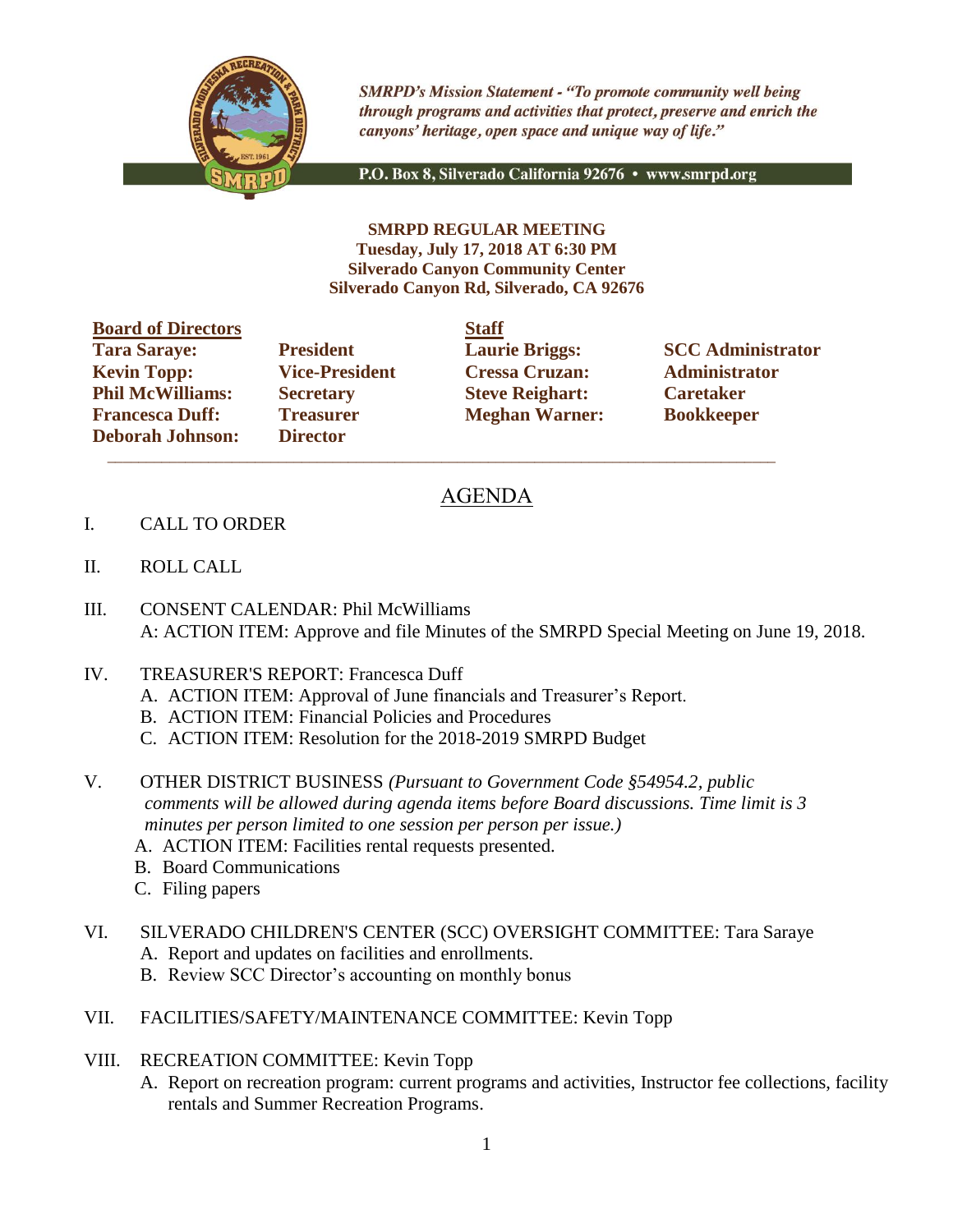*SMRPD's Mission Statement - "To promote community well being through programs and activities that protect, preserve and enrich the canyons' heritage, open space and unique way of life."*

P.O. Box 8, Silverado California 92676 • www.smrpd.org

**SMRPD REGULAR MEETING**
**Tuesday, July 17, 2018 AT 6:30 PM**
**Silverado Canyon Community Center**
**Silverado Canyon Rd, Silverado, CA 92676**

| **Board of Directors** | | **Staff** | |
|---|---|---|---|
| **Tara Saraye:** | **President** | **Laurie Briggs:** | **SCC Administrator** |
| **Kevin Topp:** | **Vice-President** | **Cressa Cruzan:** | **Administrator** |
| **Phil McWilliams:** | **Secretary** | **Steve Reighart:** | **Caretaker** |
| **Francesca Duff:** | **Treasurer** | **Meghan Warner:** | **Bookkeeper** |
| **Deborah Johnson:** | **Director** | | |

---

# AGENDA

I. CALL TO ORDER

II. ROLL CALL

III. CONSENT CALENDAR: Phil McWilliams
A: ACTION ITEM: Approve and file Minutes of the SMRPD Special Meeting on June 19, 2018.

IV. TREASURER'S REPORT: Francesca Duff
  A. ACTION ITEM: Approval of June financials and Treasurer's Report.
  B. ACTION ITEM: Financial Policies and Procedures
  C. ACTION ITEM: Resolution for the 2018-2019 SMRPD Budget

V. OTHER DISTRICT BUSINESS *(Pursuant to Government Code §54954.2, public comments will be allowed during agenda items before Board discussions. Time limit is 3 minutes per person limited to one session per person per issue.)*
  A. ACTION ITEM: Facilities rental requests presented.
  B. Board Communications
  C. Filing papers

VI. SILVERADO CHILDREN'S CENTER (SCC) OVERSIGHT COMMITTEE: Tara Saraye
  A. Report and updates on facilities and enrollments.
  B. Review SCC Director's accounting on monthly bonus

VII. FACILITIES/SAFETY/MAINTENANCE COMMITTEE: Kevin Topp

VIII. RECREATION COMMITTEE: Kevin Topp
  A. Report on recreation program: current programs and activities, Instructor fee collections, facility rentals and Summer Recreation Programs.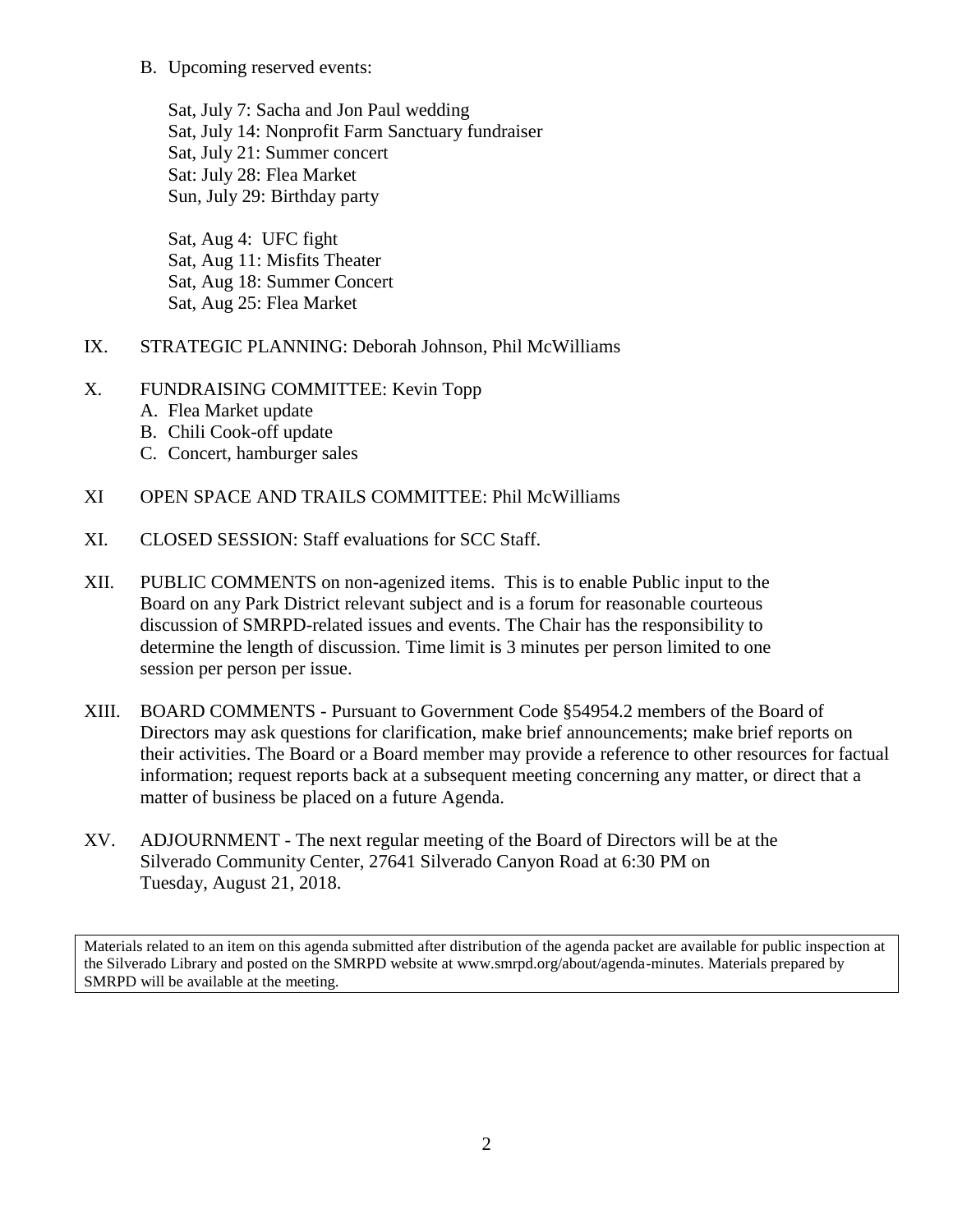B. Upcoming reserved events:

Sat, July 7: Sacha and Jon Paul wedding
Sat, July 14: Nonprofit Farm Sanctuary fundraiser
Sat, July 21: Summer concert
Sat: July 28: Flea Market
Sun, July 29: Birthday party

Sat, Aug 4: UFC fight
Sat, Aug 11: Misfits Theater
Sat, Aug 18: Summer Concert
Sat, Aug 25: Flea Market

IX. STRATEGIC PLANNING: Deborah Johnson, Phil McWilliams

X. FUNDRAISING COMMITTEE: Kevin Topp
   A. Flea Market update
   B. Chili Cook-off update
   C. Concert, hamburger sales

XI OPEN SPACE AND TRAILS COMMITTEE: Phil McWilliams

XI. CLOSED SESSION: Staff evaluations for SCC Staff.

XII. PUBLIC COMMENTS on non-agenized items. This is to enable Public input to the Board on any Park District relevant subject and is a forum for reasonable courteous discussion of SMRPD-related issues and events. The Chair has the responsibility to determine the length of discussion. Time limit is 3 minutes per person limited to one session per person per issue.

XIII. BOARD COMMENTS - Pursuant to Government Code §54954.2 members of the Board of Directors may ask questions for clarification, make brief announcements; make brief reports on their activities. The Board or a Board member may provide a reference to other resources for factual information; request reports back at a subsequent meeting concerning any matter, or direct that a matter of business be placed on a future Agenda.

XV. ADJOURNMENT - The next regular meeting of the Board of Directors will be at the Silverado Community Center, 27641 Silverado Canyon Road at 6:30 PM on Tuesday, August 21, 2018.

Materials related to an item on this agenda submitted after distribution of the agenda packet are available for public inspection at the Silverado Library and posted on the SMRPD website at www.smrpd.org/about/agenda-minutes. Materials prepared by SMRPD will be available at the meeting.